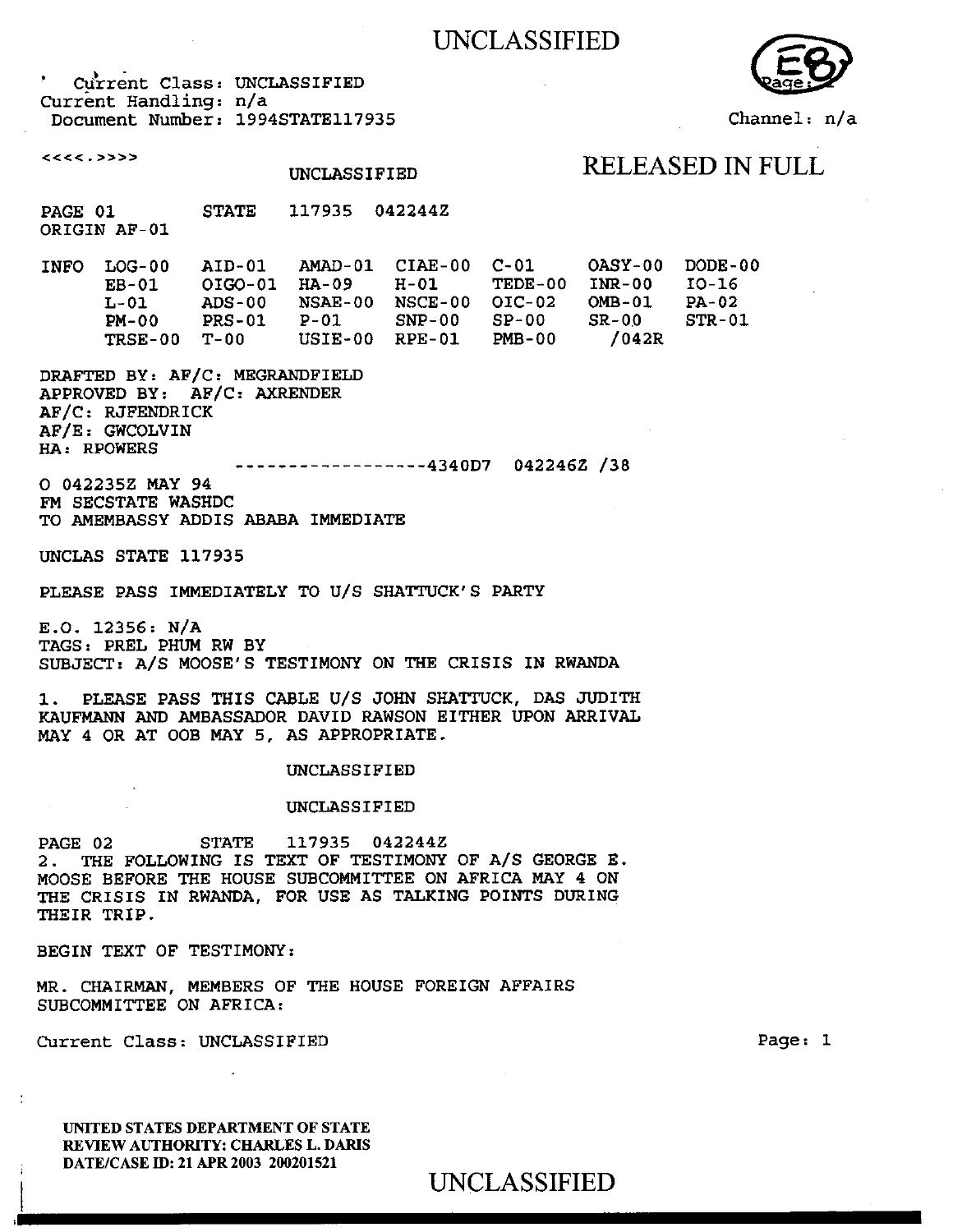UNCLASSIFIED

Current Class: UNCLASSIFIED
Current Handling: n/a
Document Number: 1994STATE117935

Channel: n/a

<<<<.>>>>

UNCLASSIFIED

RELEASED IN FULL

PAGE 01 STATE 117935 042244Z
ORIGIN AF-01

```
INFO  LOG-00   AID-01   AMAD-01  CIAE-00  C-01     OASY-00  DODE-00
      EB-01    OIGO-01  HA-09    H-01     TEDE-00  INR-00   IO-16
      L-01     ADS-00   NSAE-00  NSCE-00  OIC-02   OMB-01   PA-02
      PM-00    PRS-01   P-01     SNP-00   SP-00    SR-00    STR-01
      TRSE-00  T-00     USIE-00  RPE-01   PMB-00    /042R
```

DRAFTED BY: AF/C: MEGRANDFIELD
APPROVED BY: AF/C: AXRENDER
AF/C: RJFENDRICK
AF/E: GWCOLVIN
HA: RPOWERS

------------------4340D7 042246Z /38

O 042235Z MAY 94
FM SECSTATE WASHDC
TO AMEMBASSY ADDIS ABABA IMMEDIATE

UNCLAS STATE 117935

PLEASE PASS IMMEDIATELY TO U/S SHATTUCK'S PARTY

E.O. 12356: N/A
TAGS: PREL PHUM RW BY
SUBJECT: A/S MOOSE'S TESTIMONY ON THE CRISIS IN RWANDA

1. PLEASE PASS THIS CABLE U/S JOHN SHATTUCK, DAS JUDITH KAUFMANN AND AMBASSADOR DAVID RAWSON EITHER UPON ARRIVAL MAY 4 OR AT OOB MAY 5, AS APPROPRIATE.

UNCLASSIFIED

UNCLASSIFIED

PAGE 02 STATE 117935 042244Z

2. THE FOLLOWING IS TEXT OF TESTIMONY OF A/S GEORGE E. MOOSE BEFORE THE HOUSE SUBCOMMITTEE ON AFRICA MAY 4 ON THE CRISIS IN RWANDA, FOR USE AS TALKING POINTS DURING THEIR TRIP.

BEGIN TEXT OF TESTIMONY:

MR. CHAIRMAN, MEMBERS OF THE HOUSE FOREIGN AFFAIRS SUBCOMMITTEE ON AFRICA:

Current Class: UNCLASSIFIED

UNITED STATES DEPARTMENT OF STATE
REVIEW AUTHORITY: CHARLES L. DARIS
DATE/CASE ID: 21 APR 2003 200201521

UNCLASSIFIED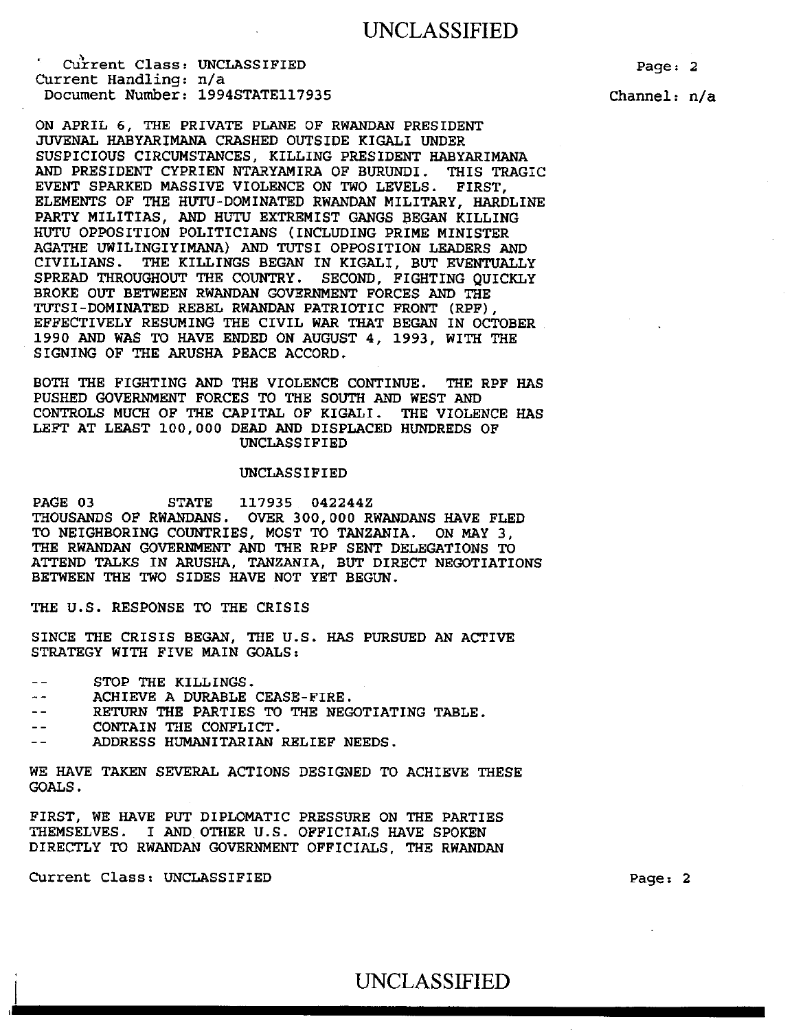ON APRIL 6, THE PRIVATE PLANE OF RWANDAN PRESIDENT JUVENAL HABYARIMANA CRASHED OUTSIDE KIGALI UNDER SUSPICIOUS CIRCUMSTANCES, KILLING PRESIDENT HABYARIMANA AND PRESIDENT CYPRIEN NTARYAMIRA OF BURUNDI. THIS TRAGIC EVENT SPARKED MASSIVE VIOLENCE ON TWO LEVELS. FIRST, ELEMENTS OF THE HUTU-DOMINATED RWANDAN MILITARY, HARDLINE PARTY MILITIAS, AND HUTU EXTREMIST GANGS BEGAN KILLING HUTU OPPOSITION POLITICIANS (INCLUDING PRIME MINISTER AGATHE UWILINGIYIMANA) AND TUTSI OPPOSITION LEADERS AND CIVILIANS. THE KILLINGS BEGAN IN KIGALI, BUT EVENTUALLY SPREAD THROUGHOUT THE COUNTRY. SECOND, FIGHTING QUICKLY BROKE OUT BETWEEN RWANDAN GOVERNMENT FORCES AND THE TUTSI-DOMINATED REBEL RWANDAN PATRIOTIC FRONT (RPF), EFFECTIVELY RESUMING THE CIVIL WAR THAT BEGAN IN OCTOBER 1990 AND WAS TO HAVE ENDED ON AUGUST 4, 1993, WITH THE SIGNING OF THE ARUSHA PEACE ACCORD.

BOTH THE FIGHTING AND THE VIOLENCE CONTINUE. THE RPF HAS PUSHED GOVERNMENT FORCES TO THE SOUTH AND WEST AND CONTROLS MUCH OF THE CAPITAL OF KIGALI. THE VIOLENCE HAS LEFT AT LEAST 100,000 DEAD AND DISPLACED HUNDREDS OF

PAGE 03 STATE 117935 042244Z

THOUSANDS OF RWANDANS. OVER 300,000 RWANDANS HAVE FLED TO NEIGHBORING COUNTRIES, MOST TO TANZANIA. ON MAY 3, THE RWANDAN GOVERNMENT AND THE RPF SENT DELEGATIONS TO ATTEND TALKS IN ARUSHA, TANZANIA, BUT DIRECT NEGOTIATIONS BETWEEN THE TWO SIDES HAVE NOT YET BEGUN.

THE U.S. RESPONSE TO THE CRISIS

SINCE THE CRISIS BEGAN, THE U.S. HAS PURSUED AN ACTIVE STRATEGY WITH FIVE MAIN GOALS:

-- STOP THE KILLINGS.
-- ACHIEVE A DURABLE CEASE-FIRE.
-- RETURN THE PARTIES TO THE NEGOTIATING TABLE.
-- CONTAIN THE CONFLICT.
-- ADDRESS HUMANITARIAN RELIEF NEEDS.

WE HAVE TAKEN SEVERAL ACTIONS DESIGNED TO ACHIEVE THESE GOALS.

FIRST, WE HAVE PUT DIPLOMATIC PRESSURE ON THE PARTIES THEMSELVES. I AND OTHER U.S. OFFICIALS HAVE SPOKEN DIRECTLY TO RWANDAN GOVERNMENT OFFICIALS, THE RWANDAN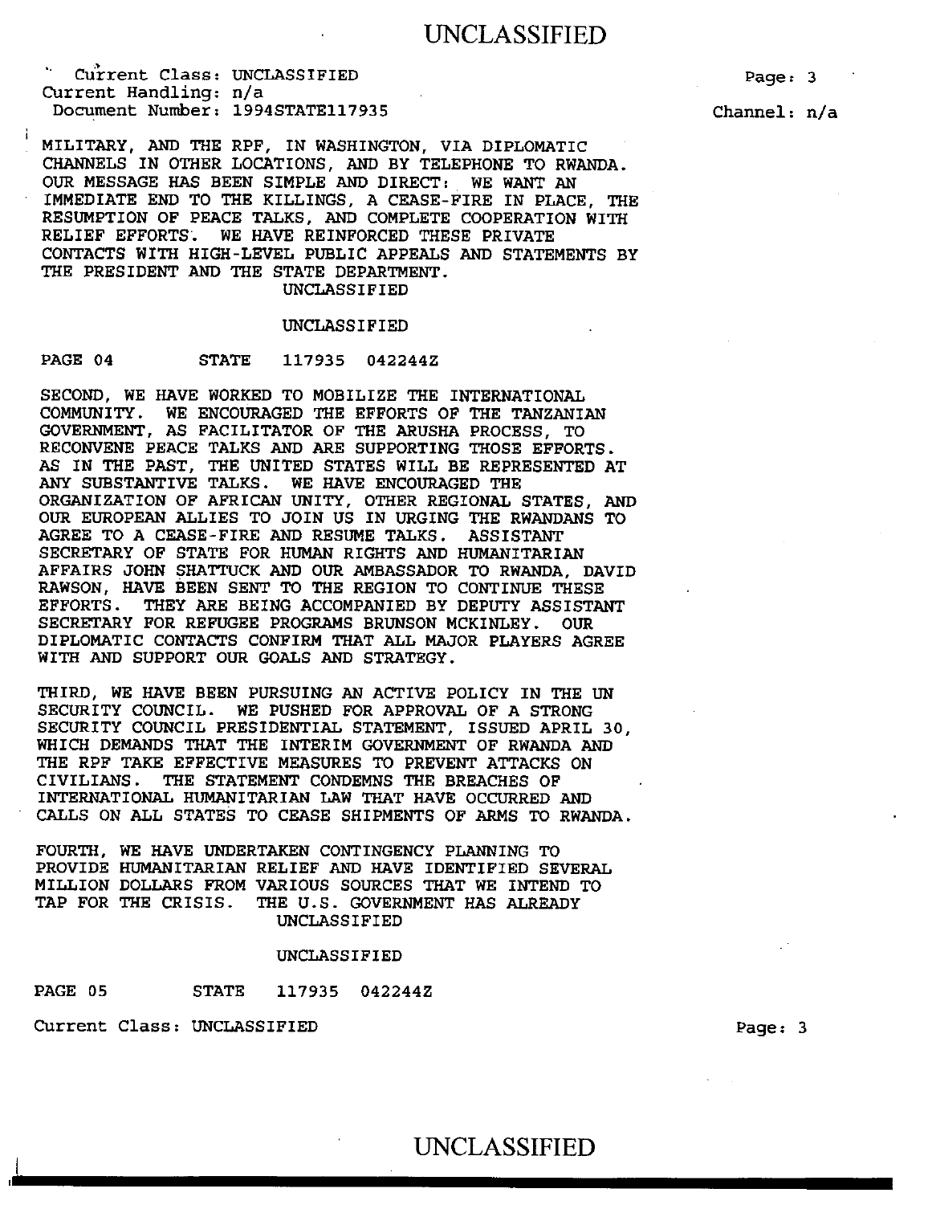MILITARY, AND THE RPF, IN WASHINGTON, VIA DIPLOMATIC CHANNELS IN OTHER LOCATIONS, AND BY TELEPHONE TO RWANDA. OUR MESSAGE HAS BEEN SIMPLE AND DIRECT: WE WANT AN IMMEDIATE END TO THE KILLINGS, A CEASE-FIRE IN PLACE, THE RESUMPTION OF PEACE TALKS, AND COMPLETE COOPERATION WITH RELIEF EFFORTS. WE HAVE REINFORCED THESE PRIVATE CONTACTS WITH HIGH-LEVEL PUBLIC APPEALS AND STATEMENTS BY THE PRESIDENT AND THE STATE DEPARTMENT.

PAGE 04 STATE 117935 042244Z

SECOND, WE HAVE WORKED TO MOBILIZE THE INTERNATIONAL COMMUNITY. WE ENCOURAGED THE EFFORTS OF THE TANZANIAN GOVERNMENT, AS FACILITATOR OF THE ARUSHA PROCESS, TO RECONVENE PEACE TALKS AND ARE SUPPORTING THOSE EFFORTS. AS IN THE PAST, THE UNITED STATES WILL BE REPRESENTED AT ANY SUBSTANTIVE TALKS. WE HAVE ENCOURAGED THE ORGANIZATION OF AFRICAN UNITY, OTHER REGIONAL STATES, AND OUR EUROPEAN ALLIES TO JOIN US IN URGING THE RWANDANS TO AGREE TO A CEASE-FIRE AND RESUME TALKS. ASSISTANT SECRETARY OF STATE FOR HUMAN RIGHTS AND HUMANITARIAN AFFAIRS JOHN SHATTUCK AND OUR AMBASSADOR TO RWANDA, DAVID RAWSON, HAVE BEEN SENT TO THE REGION TO CONTINUE THESE EFFORTS. THEY ARE BEING ACCOMPANIED BY DEPUTY ASSISTANT SECRETARY FOR REFUGEE PROGRAMS BRUNSON MCKINLEY. OUR DIPLOMATIC CONTACTS CONFIRM THAT ALL MAJOR PLAYERS AGREE WITH AND SUPPORT OUR GOALS AND STRATEGY.

THIRD, WE HAVE BEEN PURSUING AN ACTIVE POLICY IN THE UN SECURITY COUNCIL. WE PUSHED FOR APPROVAL OF A STRONG SECURITY COUNCIL PRESIDENTIAL STATEMENT, ISSUED APRIL 30, WHICH DEMANDS THAT THE INTERIM GOVERNMENT OF RWANDA AND THE RPF TAKE EFFECTIVE MEASURES TO PREVENT ATTACKS ON CIVILIANS. THE STATEMENT CONDEMNS THE BREACHES OF INTERNATIONAL HUMANITARIAN LAW THAT HAVE OCCURRED AND CALLS ON ALL STATES TO CEASE SHIPMENTS OF ARMS TO RWANDA.

FOURTH, WE HAVE UNDERTAKEN CONTINGENCY PLANNING TO PROVIDE HUMANITARIAN RELIEF AND HAVE IDENTIFIED SEVERAL MILLION DOLLARS FROM VARIOUS SOURCES THAT WE INTEND TO TAP FOR THE CRISIS. THE U.S. GOVERNMENT HAS ALREADY

PAGE 05 STATE 117935 042244Z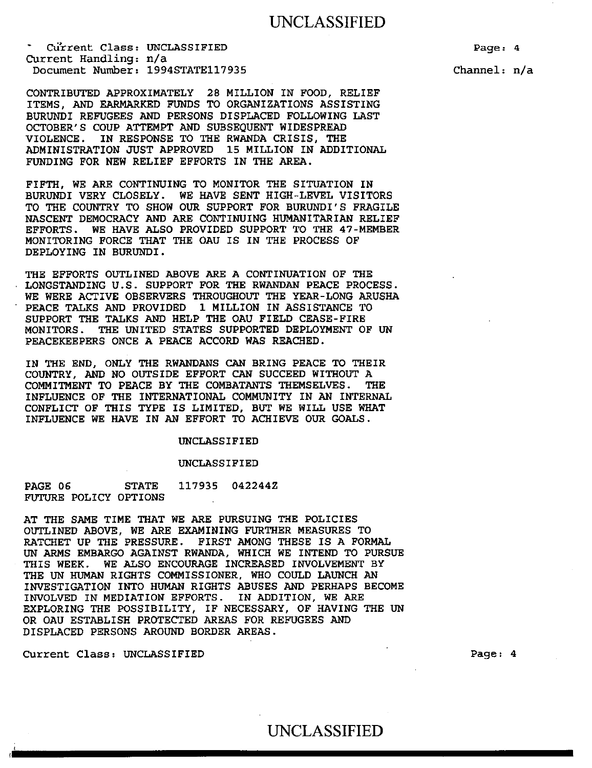CONTRIBUTED APPROXIMATELY 28 MILLION IN FOOD, RELIEF ITEMS, AND EARMARKED FUNDS TO ORGANIZATIONS ASSISTING BURUNDI REFUGEES AND PERSONS DISPLACED FOLLOWING LAST OCTOBER'S COUP ATTEMPT AND SUBSEQUENT WIDESPREAD VIOLENCE. IN RESPONSE TO THE RWANDA CRISIS, THE ADMINISTRATION JUST APPROVED 15 MILLION IN ADDITIONAL FUNDING FOR NEW RELIEF EFFORTS IN THE AREA.

FIFTH, WE ARE CONTINUING TO MONITOR THE SITUATION IN BURUNDI VERY CLOSELY. WE HAVE SENT HIGH-LEVEL VISITORS TO THE COUNTRY TO SHOW OUR SUPPORT FOR BURUNDI'S FRAGILE NASCENT DEMOCRACY AND ARE CONTINUING HUMANITARIAN RELIEF EFFORTS. WE HAVE ALSO PROVIDED SUPPORT TO THE 47-MEMBER MONITORING FORCE THAT THE OAU IS IN THE PROCESS OF DEPLOYING IN BURUNDI.

THE EFFORTS OUTLINED ABOVE ARE A CONTINUATION OF THE LONGSTANDING U.S. SUPPORT FOR THE RWANDAN PEACE PROCESS. WE WERE ACTIVE OBSERVERS THROUGHOUT THE YEAR-LONG ARUSHA PEACE TALKS AND PROVIDED 1 MILLION IN ASSISTANCE TO SUPPORT THE TALKS AND HELP THE OAU FIELD CEASE-FIRE MONITORS. THE UNITED STATES SUPPORTED DEPLOYMENT OF UN PEACEKEEPERS ONCE A PEACE ACCORD WAS REACHED.

IN THE END, ONLY THE RWANDANS CAN BRING PEACE TO THEIR COUNTRY, AND NO OUTSIDE EFFORT CAN SUCCEED WITHOUT A COMMITMENT TO PEACE BY THE COMBATANTS THEMSELVES. THE INFLUENCE OF THE INTERNATIONAL COMMUNITY IN AN INTERNAL CONFLICT OF THIS TYPE IS LIMITED, BUT WE WILL USE WHAT INFLUENCE WE HAVE IN AN EFFORT TO ACHIEVE OUR GOALS.

UNCLASSIFIED

UNCLASSIFIED

PAGE 06 STATE 117935 042244Z

FUTURE POLICY OPTIONS

AT THE SAME TIME THAT WE ARE PURSUING THE POLICIES OUTLINED ABOVE, WE ARE EXAMINING FURTHER MEASURES TO RATCHET UP THE PRESSURE. FIRST AMONG THESE IS A FORMAL UN ARMS EMBARGO AGAINST RWANDA, WHICH WE INTEND TO PURSUE THIS WEEK. WE ALSO ENCOURAGE INCREASED INVOLVEMENT BY THE UN HUMAN RIGHTS COMMISSIONER, WHO COULD LAUNCH AN INVESTIGATION INTO HUMAN RIGHTS ABUSES AND PERHAPS BECOME INVOLVED IN MEDIATION EFFORTS. IN ADDITION, WE ARE EXPLORING THE POSSIBILITY, IF NECESSARY, OF HAVING THE UN OR OAU ESTABLISH PROTECTED AREAS FOR REFUGEES AND DISPLACED PERSONS AROUND BORDER AREAS.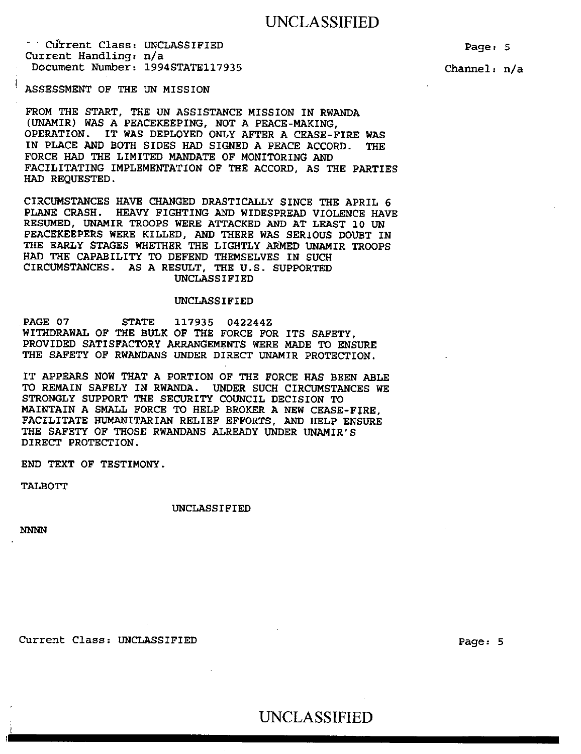ASSESSMENT OF THE UN MISSION

FROM THE START, THE UN ASSISTANCE MISSION IN RWANDA (UNAMIR) WAS A PEACEKEEPING, NOT A PEACE-MAKING, OPERATION. IT WAS DEPLOYED ONLY AFTER A CEASE-FIRE WAS IN PLACE AND BOTH SIDES HAD SIGNED A PEACE ACCORD. THE FORCE HAD THE LIMITED MANDATE OF MONITORING AND FACILITATING IMPLEMENTATION OF THE ACCORD, AS THE PARTIES HAD REQUESTED.

CIRCUMSTANCES HAVE CHANGED DRASTICALLY SINCE THE APRIL 6 PLANE CRASH. HEAVY FIGHTING AND WIDESPREAD VIOLENCE HAVE RESUMED, UNAMIR TROOPS WERE ATTACKED AND AT LEAST 10 UN PEACEKEEPERS WERE KILLED, AND THERE WAS SERIOUS DOUBT IN THE EARLY STAGES WHETHER THE LIGHTLY ARMED UNAMIR TROOPS HAD THE CAPABILITY TO DEFEND THEMSELVES IN SUCH CIRCUMSTANCES. AS A RESULT, THE U.S. SUPPORTED

PAGE 07 STATE 117935 042244Z

WITHDRAWAL OF THE BULK OF THE FORCE FOR ITS SAFETY, PROVIDED SATISFACTORY ARRANGEMENTS WERE MADE TO ENSURE THE SAFETY OF RWANDANS UNDER DIRECT UNAMIR PROTECTION.

IT APPEARS NOW THAT A PORTION OF THE FORCE HAS BEEN ABLE TO REMAIN SAFELY IN RWANDA. UNDER SUCH CIRCUMSTANCES WE STRONGLY SUPPORT THE SECURITY COUNCIL DECISION TO MAINTAIN A SMALL FORCE TO HELP BROKER A NEW CEASE-FIRE, FACILITATE HUMANITARIAN RELIEF EFFORTS, AND HELP ENSURE THE SAFETY OF THOSE RWANDANS ALREADY UNDER UNAMIR'S DIRECT PROTECTION.

END TEXT OF TESTIMONY.

TALBOTT

NNNN